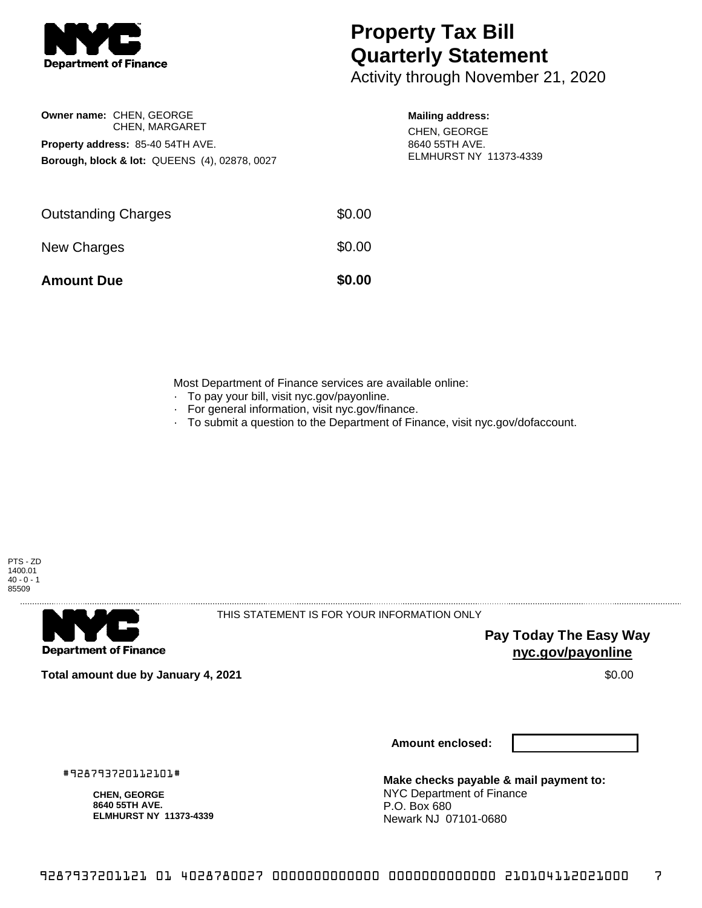# Property Tax Bill Quarterly Statement

Activity through November 21, 2020

**Owner name:** CHEN, GEORGE
CHEN, MARGARET

**Property address:** 85-40 54TH AVE.

**Borough, block & lot:** QUEENS (4), 02878, 0027

**Mailing address:**
CHEN, GEORGE
8640 55TH AVE.
ELMHURST NY 11373-4339

| | |
|---|---|
| Outstanding Charges | $0.00 |
| New Charges | $0.00 |
| **Amount Due** | **$0.00** |

Most Department of Finance services are available online:

- To pay your bill, visit nyc.gov/payonline.
- For general information, visit nyc.gov/finance.
- To submit a question to the Department of Finance, visit nyc.gov/dofaccount.

PTS - ZD
1400.01
40 - 0 - 1
85509

THIS STATEMENT IS FOR YOUR INFORMATION ONLY

**Pay Today The Easy Way**
**nyc.gov/payonline**

**Total amount due by January 4, 2021** $0.00

**Amount enclosed:**

#928793720112101#

**CHEN, GEORGE**
**8640 55TH AVE.**
**ELMHURST NY 11373-4339**

**Make checks payable & mail payment to:**
NYC Department of Finance
P.O. Box 680
Newark NJ 07101-0680

9287937201121 01 4028780027 0000000000000 0000000000000 210104112021000 7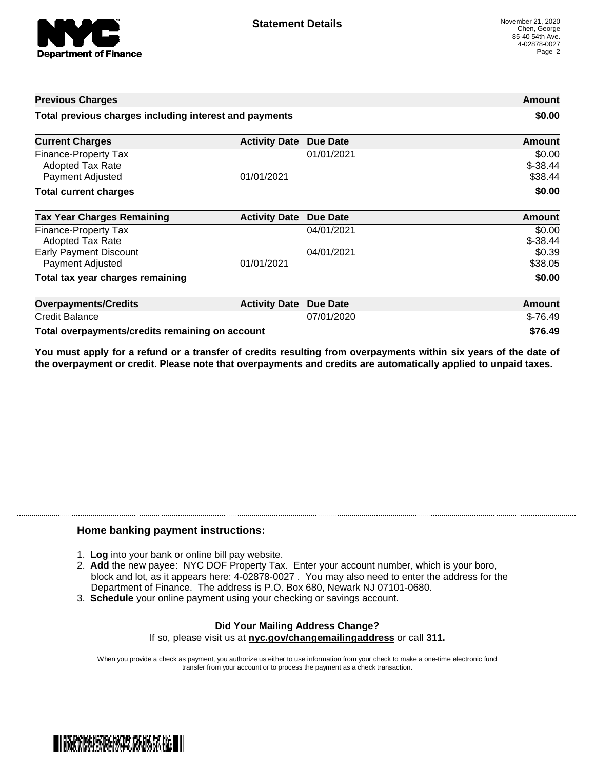**Statement Details**

November 21, 2020
Chen, George
85-40 54th Ave.
4-02878-0027

| Previous Charges | | | Amount |
|---|---|---|---|
| **Total previous charges including interest and payments** | | | **$0.00** |

| Current Charges | Activity Date | Due Date | Amount |
|---|---|---|---|
| Finance-Property Tax | | 01/01/2021 | $0.00 |
| Adopted Tax Rate | | | $-38.44 |
| Payment Adjusted | 01/01/2021 | | $38.44 |
| **Total current charges** | | | **$0.00** |

| Tax Year Charges Remaining | Activity Date | Due Date | Amount |
|---|---|---|---|
| Finance-Property Tax | | 04/01/2021 | $0.00 |
| Adopted Tax Rate | | | $-38.44 |
| Early Payment Discount | | 04/01/2021 | $0.39 |
| Payment Adjusted | 01/01/2021 | | $38.05 |
| **Total tax year charges remaining** | | | **$0.00** |

| Overpayments/Credits | Activity Date | Due Date | Amount |
|---|---|---|---|
| Credit Balance | | 07/01/2020 | $-76.49 |
| **Total overpayments/credits remaining on account** | | | **$76.49** |

**You must apply for a refund or a transfer of credits resulting from overpayments within six years of the date of the overpayment or credit. Please note that overpayments and credits are automatically applied to unpaid taxes.**

### Home banking payment instructions:

1. **Log** into your bank or online bill pay website.
2. **Add** the new payee: NYC DOF Property Tax. Enter your account number, which is your boro, block and lot, as it appears here: 4-02878-0027 . You may also need to enter the address for the Department of Finance. The address is P.O. Box 680, Newark NJ 07101-0680.
3. **Schedule** your online payment using your checking or savings account.

**Did Your Mailing Address Change?**
If so, please visit us at **nyc.gov/changemailingaddress** or call **311.**

When you provide a check as payment, you authorize us either to use information from your check to make a one-time electronic fund transfer from your account or to process the payment as a check transaction.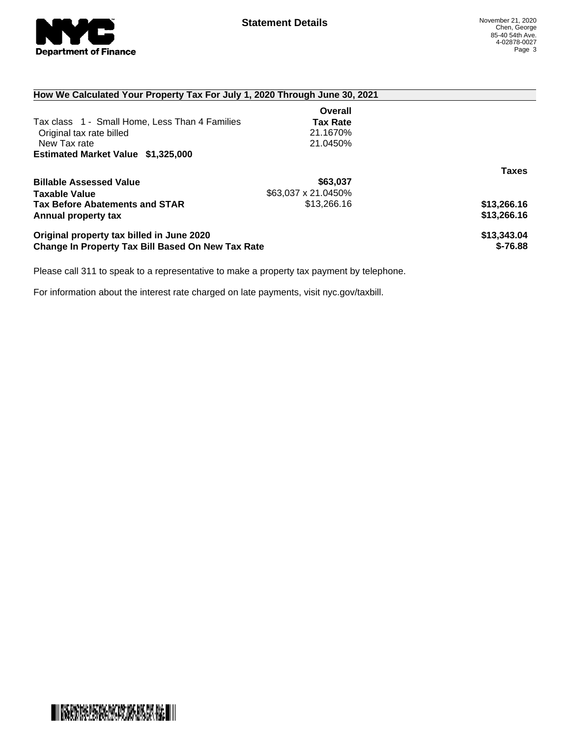## Statement Details

November 21, 2020
Chen, George
85-40 54th Ave.
4-02878-0027

### How We Calculated Your Property Tax For July 1, 2020 Through June 30, 2021

| | Overall Tax Rate | Taxes |
|---|---|---|
| Tax class 1 - Small Home, Less Than 4 Families | | |
| Original tax rate billed | 21.1670% | |
| New Tax rate | 21.0450% | |
| **Estimated Market Value $1,325,000** | | |
| **Billable Assessed Value** | **$63,037** | |
| **Taxable Value** | $63,037 x 21.0450% | |
| **Tax Before Abatements and STAR** | $13,266.16 | **$13,266.16** |
| **Annual property tax** | | **$13,266.16** |
| **Original property tax billed in June 2020** | | **$13,343.04** |
| **Change In Property Tax Bill Based On New Tax Rate** | | **$-76.88** |

Please call 311 to speak to a representative to make a property tax payment by telephone.

For information about the interest rate charged on late payments, visit nyc.gov/taxbill.